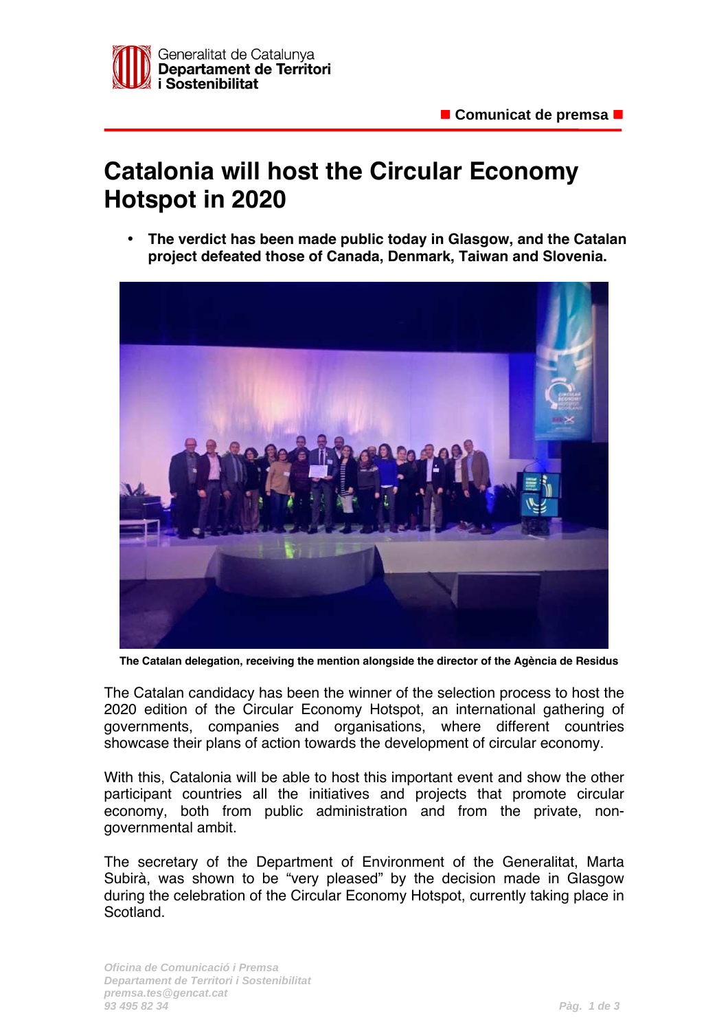Generalitat de Catalunya
**Departament de Territori i Sostenibilitat**

**Comunicat de premsa**

# Catalonia will host the Circular Economy Hotspot in 2020

- **The verdict has been made public today in Glasgow, and the Catalan project defeated those of Canada, Denmark, Taiwan and Slovenia.**

**The Catalan delegation, receiving the mention alongside the director of the Agència de Residus**

The Catalan candidacy has been the winner of the selection process to host the 2020 edition of the Circular Economy Hotspot, an international gathering of governments, companies and organisations, where different countries showcase their plans of action towards the development of circular economy.

With this, Catalonia will be able to host this important event and show the other participant countries all the initiatives and projects that promote circular economy, both from public administration and from the private, non-governmental ambit.

The secretary of the Department of Environment of the Generalitat, Marta Subirà, was shown to be "very pleased" by the decision made in Glasgow during the celebration of the Circular Economy Hotspot, currently taking place in Scotland.

*Oficina de Comunicació i Premsa*
*Departament de Territori i Sostenibilitat*
*premsa.tes@gencat.cat*
*93 495 82 34*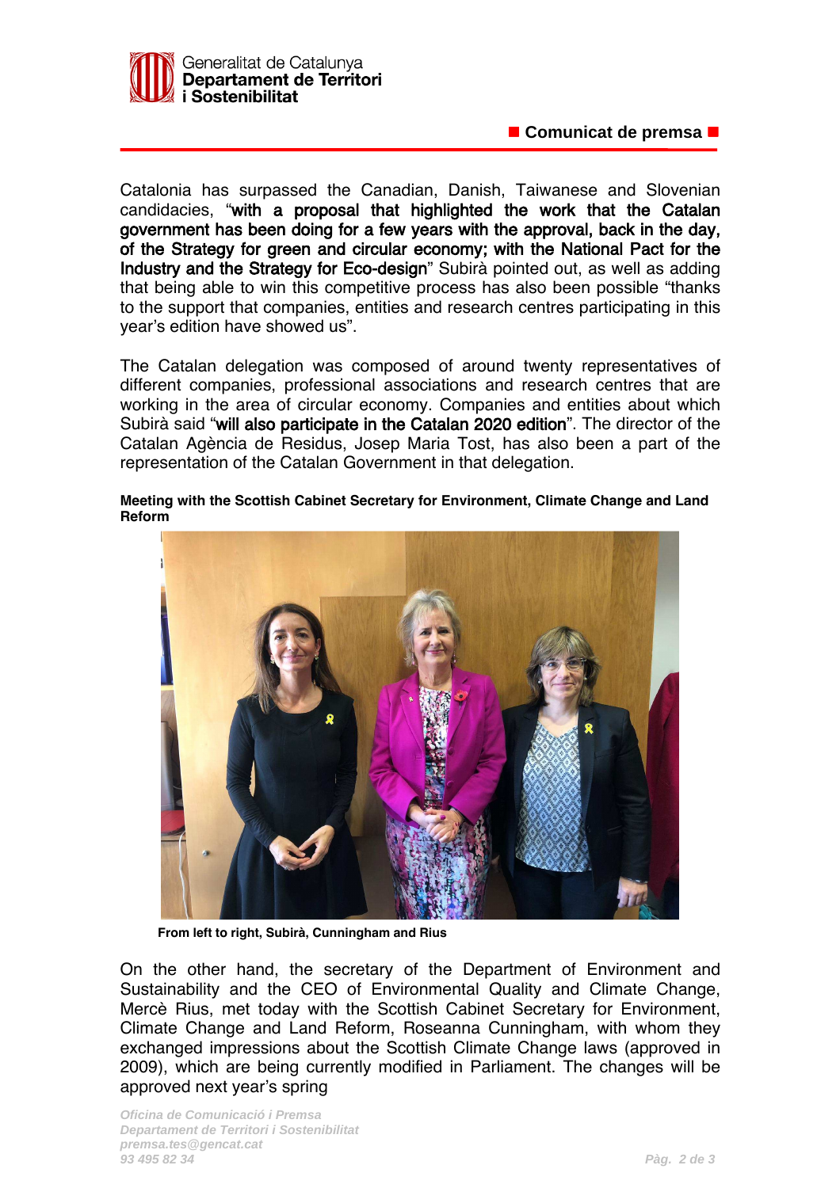Catalonia has surpassed the Canadian, Danish, Taiwanese and Slovenian candidacies, "**with a proposal that highlighted the work that the Catalan government has been doing for a few years with the approval, back in the day, of the Strategy for green and circular economy; with the National Pact for the Industry and the Strategy for Eco-design**" Subirà pointed out, as well as adding that being able to win this competitive process has also been possible "thanks to the support that companies, entities and research centres participating in this year's edition have showed us".

The Catalan delegation was composed of around twenty representatives of different companies, professional associations and research centres that are working in the area of circular economy. Companies and entities about which Subirà said "**will also participate in the Catalan 2020 edition**". The director of the Catalan Agència de Residus, Josep Maria Tost, has also been a part of the representation of the Catalan Government in that delegation.

**Meeting with the Scottish Cabinet Secretary for Environment, Climate Change and Land Reform**

**From left to right, Subirà, Cunningham and Rius**

On the other hand, the secretary of the Department of Environment and Sustainability and the CEO of Environmental Quality and Climate Change, Mercè Rius, met today with the Scottish Cabinet Secretary for Environment, Climate Change and Land Reform, Roseanna Cunningham, with whom they exchanged impressions about the Scottish Climate Change laws (approved in 2009), which are being currently modified in Parliament. The changes will be approved next year's spring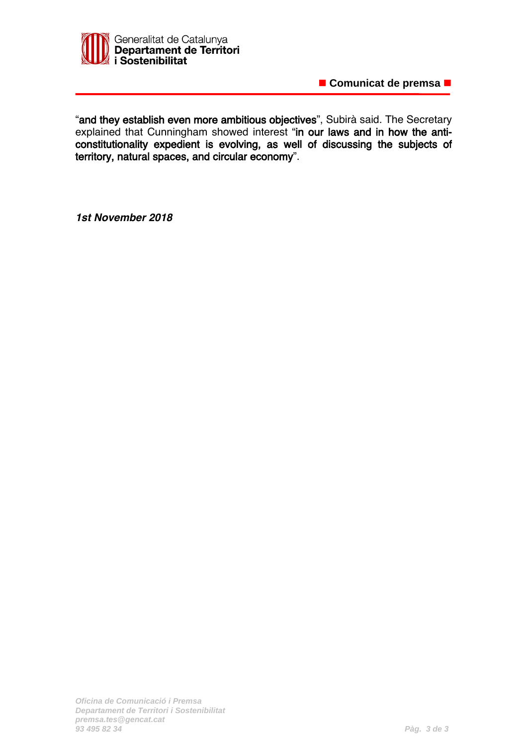"**and they establish even more ambitious objectives**", Subirà said. The Secretary explained that Cunningham showed interest "**in our laws and in how the anti-constitutionality expedient is evolving, as well of discussing the subjects of territory, natural spaces, and circular economy**".

***1st November 2018***

*Oficina de Comunicació i Premsa*
*Departament de Territori i Sostenibilitat*
*premsa.tes@gencat.cat*
*93 495 82 34*